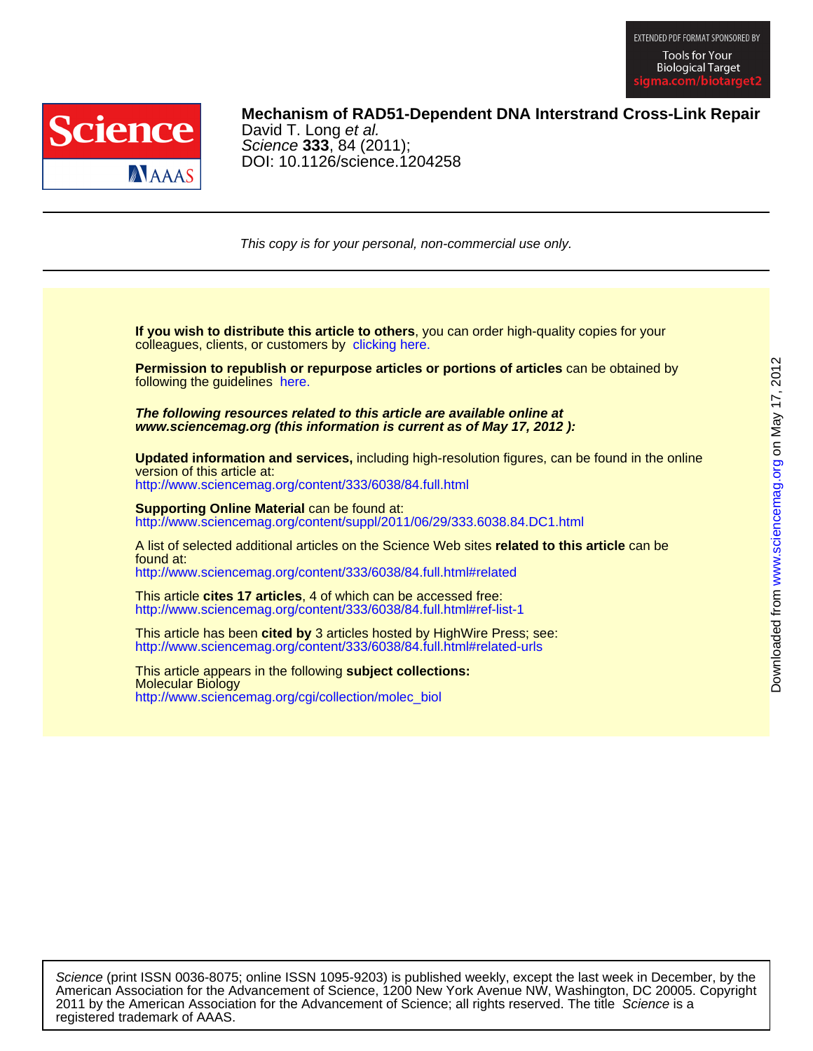EXTENDED PDF FORMAT SPONSORED BY

Tools for Your Biological Target
sigma.com/biotarget2

**Mechanism of RAD51-Dependent DNA Interstrand Cross-Link Repair**
David T. Long *et al.*
*Science* **333**, 84 (2011);
DOI: 10.1126/science.1204258

*This copy is for your personal, non-commercial use only.*

**If you wish to distribute this article to others**, you can order high-quality copies for your colleagues, clients, or customers by clicking here.

**Permission to republish or repurpose articles or portions of articles** can be obtained by following the guidelines here.

***The following resources related to this article are available online at www.sciencemag.org (this information is current as of May 17, 2012 ):***

**Updated information and services,** including high-resolution figures, can be found in the online version of this article at:
http://www.sciencemag.org/content/333/6038/84.full.html

**Supporting Online Material** can be found at:
http://www.sciencemag.org/content/suppl/2011/06/29/333.6038.84.DC1.html

A list of selected additional articles on the Science Web sites **related to this article** can be found at:
http://www.sciencemag.org/content/333/6038/84.full.html#related

This article **cites 17 articles**, 4 of which can be accessed free:
http://www.sciencemag.org/content/333/6038/84.full.html#ref-list-1

This article has been **cited by** 3 articles hosted by HighWire Press; see:
http://www.sciencemag.org/content/333/6038/84.full.html#related-urls

This article appears in the following **subject collections:**
Molecular Biology
http://www.sciencemag.org/cgi/collection/molec_biol

Downloaded from www.sciencemag.org on May 17, 2012

*Science* (print ISSN 0036-8075; online ISSN 1095-9203) is published weekly, except the last week in December, by the American Association for the Advancement of Science, 1200 New York Avenue NW, Washington, DC 20005. Copyright 2011 by the American Association for the Advancement of Science; all rights reserved. The title *Science* is a registered trademark of AAAS.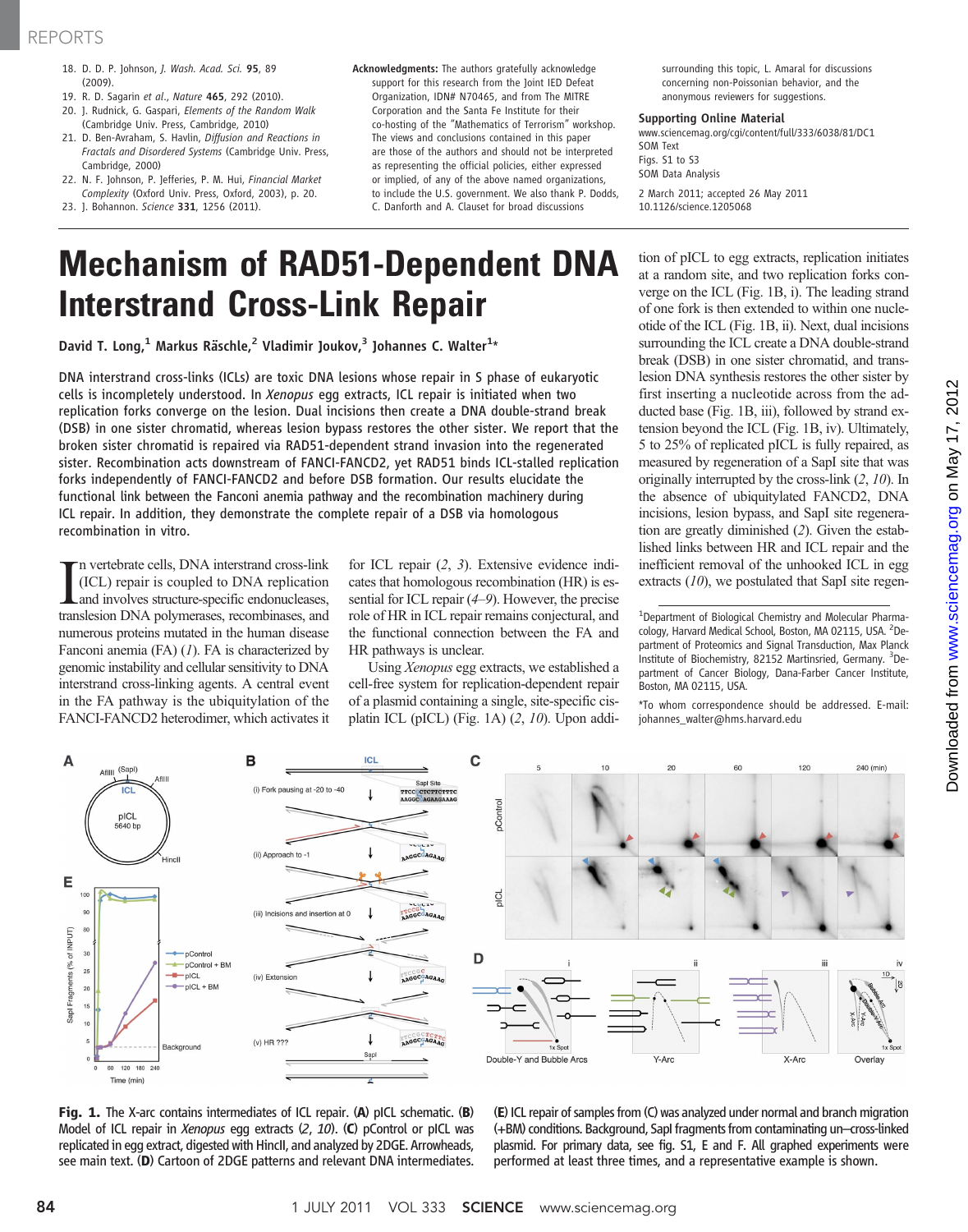18. D. D. P. Johnson, *J. Wash. Acad. Sci.* **95**, 89 (2009).
19. R. D. Sagarin *et al.*, *Nature* **465**, 292 (2010).
20. J. Rudnick, G. Gaspari, *Elements of the Random Walk* (Cambridge Univ. Press, Cambridge, 2010)
21. D. Ben-Avraham, S. Havlin, *Diffusion and Reactions in Fractals and Disordered Systems* (Cambridge Univ. Press, Cambridge, 2000)
22. N. F. Johnson, P. Jefferies, P. M. Hui, *Financial Market Complexity* (Oxford Univ. Press, Oxford, 2003), p. 20.
23. J. Bohannon. *Science* **331**, 1256 (2011).

**Acknowledgments:** The authors gratefully acknowledge support for this research from the Joint IED Defeat Organization, IDN# N70465, and from The MITRE Corporation and the Santa Fe Institute for their co-hosting of the "Mathematics of Terrorism" workshop. The views and conclusions contained in this paper are those of the authors and should not be interpreted as representing the official policies, either expressed or implied, of any of the above named organizations, to include the U.S. government. We also thank P. Dodds, C. Danforth and A. Clauset for broad discussions surrounding this topic, L. Amaral for discussions concerning non-Poissonian behavior, and the anonymous reviewers for suggestions.

**Supporting Online Material**
www.sciencemag.org/cgi/content/full/333/6038/81/DC1
SOM Text
Figs. S1 to S3
SOM Data Analysis

2 March 2011; accepted 26 May 2011
10.1126/science.1205068

# Mechanism of RAD51-Dependent DNA Interstrand Cross-Link Repair

**David T. Long,[1] Markus Räschle,[2] Vladimir Joukov,[3] Johannes C. Walter[1]***

DNA interstrand cross-links (ICLs) are toxic DNA lesions whose repair in S phase of eukaryotic cells is incompletely understood. In *Xenopus* egg extracts, ICL repair is initiated when two replication forks converge on the lesion. Dual incisions then create a DNA double-strand break (DSB) in one sister chromatid, whereas lesion bypass restores the other sister. We report that the broken sister chromatid is repaired via RAD51-dependent strand invasion into the regenerated sister. Recombination acts downstream of FANCI-FANCD2, yet RAD51 binds ICL-stalled replication forks independently of FANCI-FANCD2 and before DSB formation. Our results elucidate the functional link between the Fanconi anemia pathway and the recombination machinery during ICL repair. In addition, they demonstrate the complete repair of a DSB via homologous recombination in vitro.

In vertebrate cells, DNA interstrand cross-link (ICL) repair is coupled to DNA replication and involves structure-specific endonucleases, translesion DNA polymerases, recombinases, and numerous proteins mutated in the human disease Fanconi anemia (FA) (*1*). FA is characterized by genomic instability and cellular sensitivity to DNA interstrand cross-linking agents. A central event in the FA pathway is the ubiquitylation of the FANCI-FANCD2 heterodimer, which activates it for ICL repair (*2*, *3*). Extensive evidence indicates that homologous recombination (HR) is essential for ICL repair (*4*–*9*). However, the precise role of HR in ICL repair remains conjectural, and the functional connection between the FA and HR pathways is unclear.

Using *Xenopus* egg extracts, we established a cell-free system for replication-dependent repair of a plasmid containing a single, site-specific cisplatin ICL (pICL) (Fig. 1A) (*2*, *10*). Upon addition of pICL to egg extracts, replication initiates at a random site, and two replication forks converge on the ICL (Fig. 1B, i). The leading strand of one fork is then extended to within one nucleotide of the ICL (Fig. 1B, ii). Next, dual incisions surrounding the ICL create a DNA double-strand break (DSB) in one sister chromatid, and translesion DNA synthesis restores the other sister by first inserting a nucleotide across from the adducted base (Fig. 1B, iii), followed by strand extension beyond the ICL (Fig. 1B, iv). Ultimately, 5 to 25% of replicated pICL is fully repaired, as measured by regeneration of a SapI site that was originally interrupted by the cross-link (*2*, *10*). In the absence of ubiquitylated FANCD2, DNA incisions, lesion bypass, and SapI site regeneration are greatly diminished (*2*). Given the established links between HR and ICL repair and the inefficient removal of the unhooked ICL in egg extracts (*10*), we postulated that SapI site regen-

[1]Department of Biological Chemistry and Molecular Pharmacology, Harvard Medical School, Boston, MA 02115, USA. [2]Department of Proteomics and Signal Transduction, Max Planck Institute of Biochemistry, 82152 Martinsried, Germany. [3]Department of Cancer Biology, Dana-Farber Cancer Institute, Boston, MA 02115, USA.

*To whom correspondence should be addressed. E-mail: johannes_walter@hms.harvard.edu

**Fig. 1.** The X-arc contains intermediates of ICL repair. (**A**) pICL schematic. (**B**) Model of ICL repair in *Xenopus* egg extracts (*2*, *10*). (**C**) pControl or pICL was replicated in egg extract, digested with HincII, and analyzed by 2DGE. Arrowheads, see main text. (**D**) Cartoon of 2DGE patterns and relevant DNA intermediates. (**E**) ICL repair of samples from (C) was analyzed under normal and branch migration (+BM) conditions. Background, SapI fragments from contaminating un–cross-linked plasmid. For primary data, see fig. S1, E and F. All graphed experiments were performed at least three times, and a representative example is shown.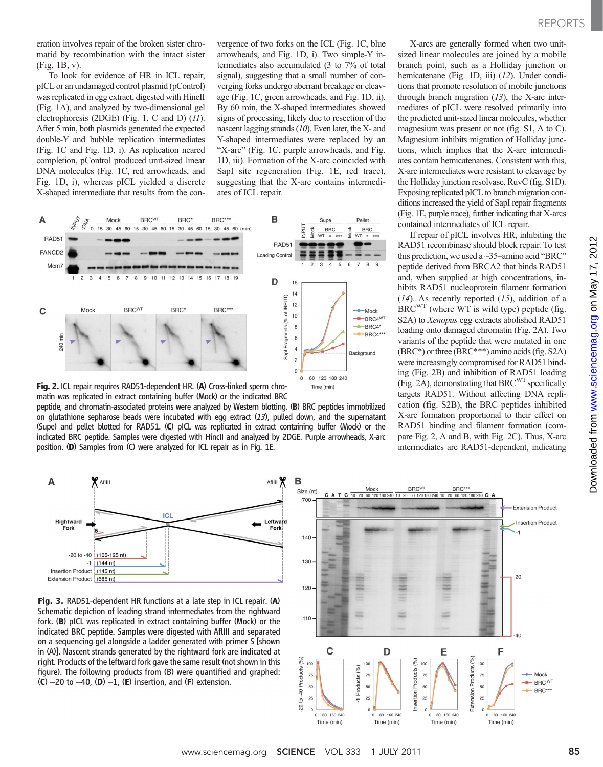eration involves repair of the broken sister chromatid by recombination with the intact sister (Fig. 1B, v).

To look for evidence of HR in ICL repair, pICL or an undamaged control plasmid (pControl) was replicated in egg extract, digested with HincII (Fig. 1A), and analyzed by two-dimensional gel electrophoresis (2DGE) (Fig. 1, C and D) (*11*). After 5 min, both plasmids generated the expected double-Y and bubble replication intermediates (Fig. 1C and Fig. 1D, i). As replication neared completion, pControl produced unit-sized linear DNA molecules (Fig. 1C, red arrowheads, and Fig. 1D, i), whereas pICL yielded a discrete X-shaped intermediate that results from the convergence of two forks on the ICL (Fig. 1C, blue arrowheads, and Fig. 1D, i). Two simple-Y intermediates also accumulated (3 to 7% of total signal), suggesting that a small number of converging forks undergo aberrant breakage or cleavage (Fig. 1C, green arrowheads, and Fig. 1D, ii). By 60 min, the X-shaped intermediates showed signs of processing, likely due to resection of the nascent lagging strands (*10*). Even later, the X- and Y-shaped intermediates were replaced by an "X-arc" (Fig. 1C, purple arrowheads, and Fig. 1D, iii). Formation of the X-arc coincided with SapI site regeneration (Fig. 1E, red trace), suggesting that the X-arc contains intermediates of ICL repair.

X-arcs are generally formed when two unit-sized linear molecules are joined by a mobile branch point, such as a Holliday junction or hemicatenane (Fig. 1D, iii) (*12*). Under conditions that promote resolution of mobile junctions through branch migration (*13*), the X-arc intermediates of pICL were resolved primarily into the predicted unit-sized linear molecules, whether magnesium was present or not (fig. S1, A to C). Magnesium inhibits migration of Holliday junctions, which implies that the X-arc intermediates contain hemicatenanes. Consistent with this, X-arc intermediates were resistant to cleavage by the Holliday junction resolvase, RuvC (fig. S1D). Exposing replicated pICL to branch migration conditions increased the yield of SapI repair fragments (Fig. 1E, purple trace), further indicating that X-arcs contained intermediates of ICL repair.

If repair of pICL involves HR, inhibiting the RAD51 recombinase should block repair. To test this prediction, we used a ~35–amino acid "BRC" peptide derived from BRCA2 that binds RAD51 and, when supplied at high concentrations, inhibits RAD51 nucleoprotein filament formation (*14*). As recently reported (*15*), addition of a BRC$^{WT}$ (where WT is wild type) peptide (fig. S2A) to *Xenopus* egg extracts abolished RAD51 loading onto damaged chromatin (Fig. 2A). Two variants of the peptide that were mutated in one (BRC*) or three (BRC***) amino acids (fig. S2A) were increasingly compromised for RAD51 binding (Fig. 2B) and inhibition of RAD51 loading (Fig. 2A), demonstrating that BRC$^{WT}$ specifically targets RAD51. Without affecting DNA replication (fig. S2B), the BRC peptides inhibited X-arc formation proportional to their effect on RAD51 binding and filament formation (compare Fig. 2, A and B, with Fig. 2C). Thus, X-arc intermediates are RAD51-dependent, indicating

**Fig. 2.** ICL repair requires RAD51-dependent HR. (**A**) Cross-linked sperm chromatin was replicated in extract containing buffer (Mock) or the indicated BRC peptide, and chromatin-associated proteins were analyzed by Western blotting. (**B**) BRC peptides immobilized on glutathione sepharose beads were incubated with egg extract (*13*), pulled down, and the supernatant (Supe) and pellet blotted for RAD51. (**C**) pICL was replicated in extract containing buffer (Mock) or the indicated BRC peptide. Samples were digested with HincII and analyzed by 2DGE. Purple arrowheads, X-arc position. (**D**) Samples from (C) were analyzed for ICL repair as in Fig. 1E.

**Fig. 3.** RAD51-dependent HR functions at a late step in ICL repair. (**A**) Schematic depiction of leading strand intermediates from the rightward fork. (**B**) pICL was replicated in extract containing buffer (Mock) or the indicated BRC peptide. Samples were digested with AflIII and separated on a sequencing gel alongside a ladder generated with primer S [shown in (A)]. Nascent strands generated by the rightward fork are indicated at right. Products of the leftward fork gave the same result (not shown in this figure). The following products from (B) were quantified and graphed: (**C**) –20 to –40, (**D**) –1, (**E**) insertion, and (**F**) extension.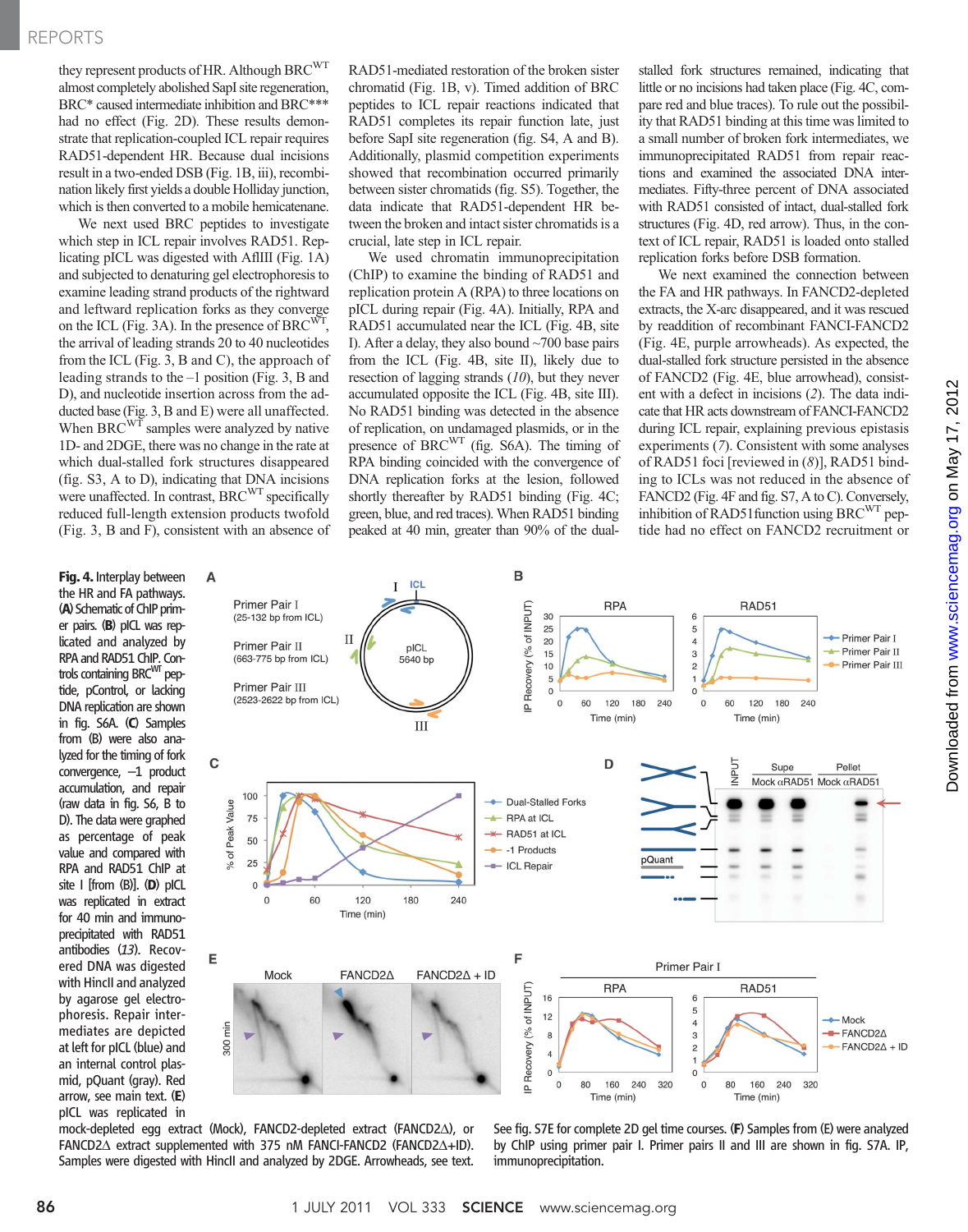they represent products of HR. Although BRC$^{WT}$ almost completely abolished SapI site regeneration, BRC* caused intermediate inhibition and BRC*** had no effect (Fig. 2D). These results demonstrate that replication-coupled ICL repair requires RAD51-dependent HR. Because dual incisions result in a two-ended DSB (Fig. 1B, iii), recombination likely first yields a double Holliday junction, which is then converted to a mobile hemicatenane.

We next used BRC peptides to investigate which step in ICL repair involves RAD51. Replicating pICL was digested with AflIII (Fig. 1A) and subjected to denaturing gel electrophoresis to examine leading strand products of the rightward and leftward replication forks as they converge on the ICL (Fig. 3A). In the presence of BRC$^{WT}$, the arrival of leading strands 20 to 40 nucleotides from the ICL (Fig. 3, B and C), the approach of leading strands to the –1 position (Fig. 3, B and D), and nucleotide insertion across from the adducted base (Fig. 3, B and E) were all unaffected. When BRC$^{WT}$ samples were analyzed by native 1D- and 2DGE, there was no change in the rate at which dual-stalled fork structures disappeared (fig. S3, A to D), indicating that DNA incisions were unaffected. In contrast, BRC$^{WT}$ specifically reduced full-length extension products twofold (Fig. 3, B and F), consistent with an absence of RAD51-mediated restoration of the broken sister chromatid (Fig. 1B, v). Timed addition of BRC peptides to ICL repair reactions indicated that RAD51 completes its repair function late, just before SapI site regeneration (fig. S4, A and B). Additionally, plasmid competition experiments showed that recombination occurred primarily between sister chromatids (fig. S5). Together, the data indicate that RAD51-dependent HR between the broken and intact sister chromatids is a crucial, late step in ICL repair.

We used chromatin immunoprecipitation (ChIP) to examine the binding of RAD51 and replication protein A (RPA) to three locations on pICL during repair (Fig. 4A). Initially, RPA and RAD51 accumulated near the ICL (Fig. 4B, site I). After a delay, they also bound ~700 base pairs from the ICL (Fig. 4B, site II), likely due to resection of lagging strands (*10*), but they never accumulated opposite the ICL (Fig. 4B, site III). No RAD51 binding was detected in the absence of replication, on undamaged plasmids, or in the presence of BRC$^{WT}$ (fig. S6A). The timing of RPA binding coincided with the convergence of DNA replication forks at the lesion, followed shortly thereafter by RAD51 binding (Fig. 4C; green, blue, and red traces). When RAD51 binding peaked at 40 min, greater than 90% of the dual-stalled fork structures remained, indicating that little or no incisions had taken place (Fig. 4C, compare red and blue traces). To rule out the possibility that RAD51 binding at this time was limited to a small number of broken fork intermediates, we immunoprecipitated RAD51 from repair reactions and examined the associated DNA intermediates. Fifty-three percent of DNA associated with RAD51 consisted of intact, dual-stalled fork structures (Fig. 4D, red arrow). Thus, in the context of ICL repair, RAD51 is loaded onto stalled replication forks before DSB formation.

We next examined the connection between the FA and HR pathways. In FANCD2-depleted extracts, the X-arc disappeared, and it was rescued by readdition of recombinant FANCI-FANCD2 (Fig. 4E, purple arrowheads). As expected, the dual-stalled fork structure persisted in the absence of FANCD2 (Fig. 4E, blue arrowhead), consistent with a defect in incisions (*2*). The data indicate that HR acts downstream of FANCI-FANCD2 during ICL repair, explaining previous epistasis experiments (*7*). Consistent with some analyses of RAD51 foci [reviewed in (*8*)], RAD51 binding to ICLs was not reduced in the absence of FANCD2 (Fig. 4F and fig. S7, A to C). Conversely, inhibition of RAD51function using BRC$^{WT}$ peptide had no effect on FANCD2 recruitment or

**Fig. 4.** Interplay between the HR and FA pathways. **(A)** Schematic of ChIP primer pairs. **(B)** pICL was replicated and analyzed by RPA and RAD51 ChIP. Controls containing BRC$^{WT}$ peptide, pControl, or lacking DNA replication are shown in fig. S6A. **(C)** Samples from (B) were also analyzed for the timing of fork convergence, –1 product accumulation, and repair (raw data in fig. S6, B to D). The data were graphed as percentage of peak value and compared with RPA and RAD51 ChIP at site I [from (B)]. **(D)** pICL was replicated in extract for 40 min and immunoprecipitated with RAD51 antibodies (*13*). Recovered DNA was digested with HincII and analyzed by agarose gel electrophoresis. Repair intermediates are depicted at left for pICL (blue) and an internal control plasmid, pQuant (gray). Red arrow, see main text. **(E)** pICL was replicated in mock-depleted egg extract (Mock), FANCD2-depleted extract (FANCD2Δ), or FANCD2Δ extract supplemented with 375 nM FANCI-FANCD2 (FANCD2Δ+ID). Samples were digested with HincII and analyzed by 2DGE. Arrowheads, see text. See fig. S7E for complete 2D gel time courses. **(F)** Samples from (E) were analyzed by ChIP using primer pair I. Primer pairs II and III are shown in fig. S7A. IP, immunoprecipitation.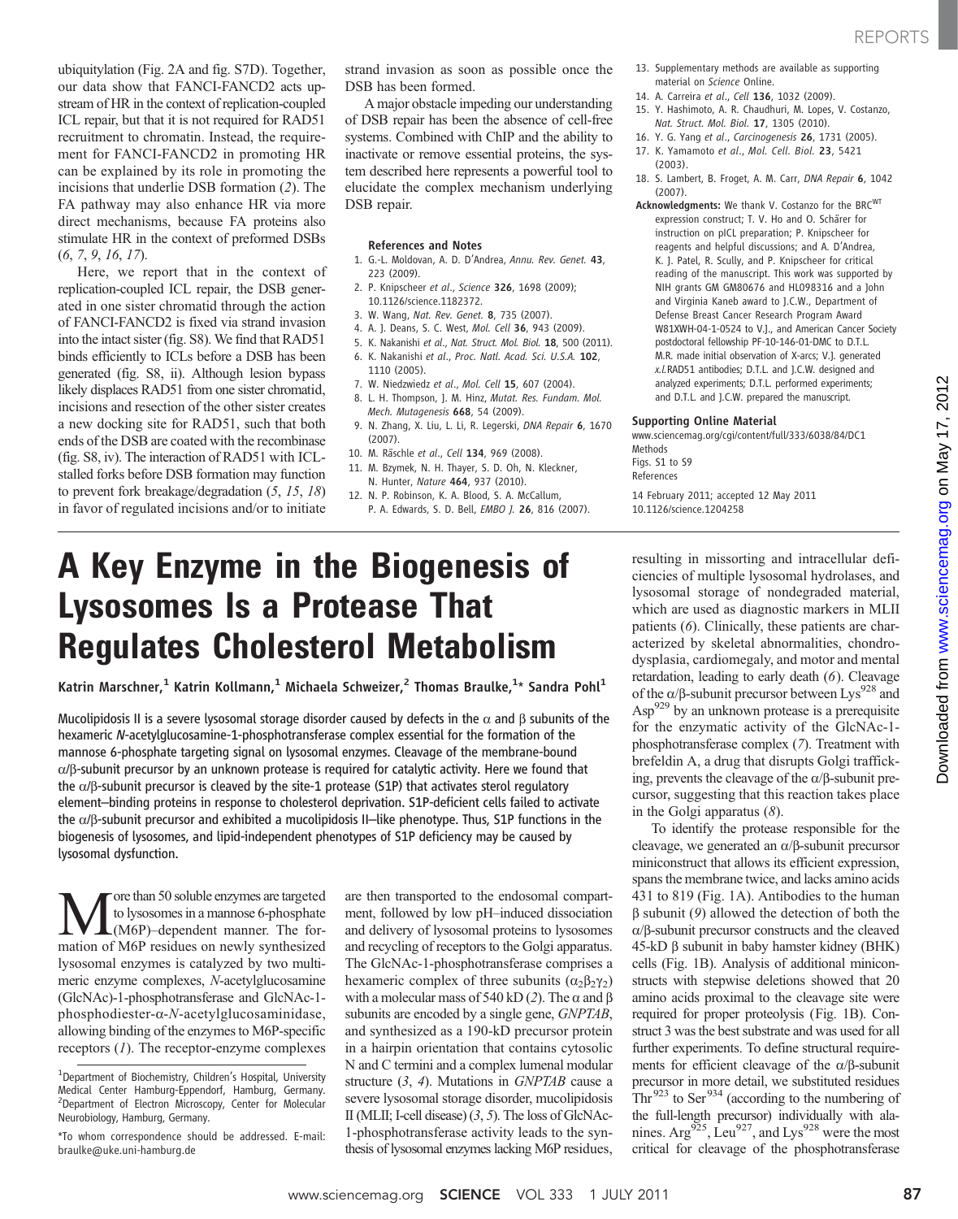ubiquitylation (Fig. 2A and fig. S7D). Together, our data show that FANCI-FANCD2 acts upstream of HR in the context of replication-coupled ICL repair, but that it is not required for RAD51 recruitment to chromatin. Instead, the requirement for FANCI-FANCD2 in promoting HR can be explained by its role in promoting the incisions that underlie DSB formation (*2*). The FA pathway may also enhance HR via more direct mechanisms, because FA proteins also stimulate HR in the context of preformed DSBs (*6*, *7*, *9*, *16*, *17*).

Here, we report that in the context of replication-coupled ICL repair, the DSB generated in one sister chromatid through the action of FANCI-FANCD2 is fixed via strand invasion into the intact sister (fig. S8). We find that RAD51 binds efficiently to ICLs before a DSB has been generated (fig. S8, ii). Although lesion bypass likely displaces RAD51 from one sister chromatid, incisions and resection of the other sister creates a new docking site for RAD51, such that both ends of the DSB are coated with the recombinase (fig. S8, iv). The interaction of RAD51 with ICL-stalled forks before DSB formation may function to prevent fork breakage/degradation (*5*, *15*, *18*) in favor of regulated incisions and/or to initiate strand invasion as soon as possible once the DSB has been formed.

A major obstacle impeding our understanding of DSB repair has been the absence of cell-free systems. Combined with ChIP and the ability to inactivate or remove essential proteins, the system described here represents a powerful tool to elucidate the complex mechanism underlying DSB repair.

**References and Notes**

1. G.-L. Moldovan, A. D. D'Andrea, *Annu. Rev. Genet.* **43**, 223 (2009).
2. P. Knipscheer *et al.*, *Science* **326**, 1698 (2009); 10.1126/science.1182372.
3. W. Wang, *Nat. Rev. Genet.* **8**, 735 (2007).
4. A. J. Deans, S. C. West, *Mol. Cell* **36**, 943 (2009).
5. K. Nakanishi *et al.*, *Nat. Struct. Mol. Biol.* **18**, 500 (2011).
6. K. Nakanishi *et al.*, *Proc. Natl. Acad. Sci. U.S.A.* **102**, 1110 (2005).
7. W. Niedzwiedz *et al.*, *Mol. Cell* **15**, 607 (2004).
8. L. H. Thompson, J. M. Hinz, *Mutat. Res. Fundam. Mol. Mech. Mutagenesis* **668**, 54 (2009).
9. N. Zhang, X. Liu, L. Li, R. Legerski, *DNA Repair* **6**, 1670 (2007).
10. M. Răschle *et al.*, *Cell* **134**, 969 (2008).
11. M. Bzymek, N. H. Thayer, S. D. Oh, N. Kleckner, N. Hunter, *Nature* **464**, 937 (2010).
12. N. P. Robinson, K. A. Blood, S. A. McCallum, P. A. Edwards, S. D. Bell, *EMBO J.* **26**, 816 (2007).
13. Supplementary methods are available as supporting material on *Science* Online.
14. A. Carreira *et al.*, *Cell* **136**, 1032 (2009).
15. Y. Hashimoto, A. R. Chaudhuri, M. Lopes, V. Costanzo, *Nat. Struct. Mol. Biol.* **17**, 1305 (2010).
16. Y. G. Yang *et al.*, *Carcinogenesis* **26**, 1731 (2005).
17. K. Yamamoto *et al.*, *Mol. Cell. Biol.* **23**, 5421 (2003).
18. S. Lambert, B. Froget, A. M. Carr, *DNA Repair* **6**, 1042 (2007).

**Acknowledgments:** We thank V. Costanzo for the BRC$^{WT}$ expression construct; T. V. Ho and O. Schärer for instruction on pICL preparation; P. Knipscheer for reagents and helpful discussions; and A. D'Andrea, K. J. Patel, R. Scully, and P. Knipscheer for critical reading of the manuscript. This work was supported by NIH grants GM GM80676 and HL098316 and a John and Virginia Kaneb award to J.C.W., Department of Defense Breast Cancer Research Program Award W81XWH-04-1-0524 to V.J., and American Cancer Society postdoctoral fellowship PF-10-146-01-DMC to D.T.L. M.R. made initial observation of X-arcs; V.J. generated *x.l.*RAD51 antibodies; D.T.L. and J.C.W. designed and analyzed experiments; D.T.L. performed experiments; and D.T.L. and J.C.W. prepared the manuscript.

**Supporting Online Material**

www.sciencemag.org/cgi/content/full/333/6038/84/DC1
Methods
Figs. S1 to S9
References

14 February 2011; accepted 12 May 2011
10.1126/science.1204258

# A Key Enzyme in the Biogenesis of Lysosomes Is a Protease That Regulates Cholesterol Metabolism

**Katrin Marschner,[1] Katrin Kollmann,[1] Michaela Schweizer,[2] Thomas Braulke,[1]\* Sandra Pohl[1]**

**Mucolipidosis II is a severe lysosomal storage disorder caused by defects in the α and β subunits of the hexameric *N*-acetylglucosamine-1-phosphotransferase complex essential for the formation of the mannose 6-phosphate targeting signal on lysosomal enzymes. Cleavage of the membrane-bound α/β-subunit precursor by an unknown protease is required for catalytic activity. Here we found that the α/β-subunit precursor is cleaved by the site-1 protease (S1P) that activates sterol regulatory element–binding proteins in response to cholesterol deprivation. S1P-deficient cells failed to activate the α/β-subunit precursor and exhibited a mucolipidosis II–like phenotype. Thus, S1P functions in the biogenesis of lysosomes, and lipid-independent phenotypes of S1P deficiency may be caused by lysosomal dysfunction.**

More than 50 soluble enzymes are targeted to lysosomes in a mannose 6-phosphate (M6P)–dependent manner. The formation of M6P residues on newly synthesized lysosomal enzymes is catalyzed by two multienzyme complexes, *N*-acetylglucosamine (GlcNAc)-1-phosphotransferase and GlcNAc-1-phosphodiester-α-*N*-acetylglucosaminidase, allowing binding of the enzymes to M6P-specific receptors (*1*). The receptor-enzyme complexes are then transported to the endosomal compartment, followed by low pH–induced dissociation and delivery of lysosomal proteins to lysosomes and recycling of receptors to the Golgi apparatus. The GlcNAc-1-phosphotransferase comprises a hexameric complex of three subunits ($\alpha_2\beta_2\gamma_2$) with a molecular mass of 540 kD (*2*). The α and β subunits are encoded by a single gene, *GNPTAB*, and synthesized as a 190-kD precursor protein in a hairpin orientation that contains cytosolic N and C termini and a complex lumenal modular structure (*3*, *4*). Mutations in *GNPTAB* cause a severe lysosomal storage disorder, mucolipidosis II (MLII; I-cell disease) (*3*, *5*). The loss of GlcNAc-1-phosphotransferase activity leads to the synthesis of lysosomal enzymes lacking M6P residues, resulting in missorting and intracellular deficiencies of multiple lysosomal hydrolases, and lysosomal storage of nondegraded material, which are used as diagnostic markers in MLII patients (*6*). Clinically, these patients are characterized by skeletal abnormalities, chondrodysplasia, cardiomegaly, and motor and mental retardation, leading to early death (*6*). Cleavage of the α/β-subunit precursor between $Lys^{928}$ and $Asp^{929}$ by an unknown protease is a prerequisite for the enzymatic activity of the GlcNAc-1-phosphotransferase complex (*7*). Treatment with brefeldin A, a drug that disrupts Golgi trafficking, prevents the cleavage of the α/β-subunit precursor, suggesting that this reaction takes place in the Golgi apparatus (*8*).

To identify the protease responsible for the cleavage, we generated an α/β-subunit precursor miniconstruct that allows its efficient expression, spans the membrane twice, and lacks amino acids 431 to 819 (Fig. 1A). Antibodies to the human β subunit (*9*) allowed the detection of both the α/β-subunit precursor constructs and the cleaved 45-kD β subunit in baby hamster kidney (BHK) cells (Fig. 1B). Analysis of additional miniconstructs with stepwise deletions showed that 20 amino acids proximal to the cleavage site were required for proper proteolysis (Fig. 1B). Construct 3 was the best substrate and was used for all further experiments. To define structural requirements for efficient cleavage of the α/β-subunit precursor in more detail, we substituted residues $Thr^{923}$ to $Ser^{934}$ (according to the numbering of the full-length precursor) individually with alanines. $Arg^{925}$, $Leu^{927}$, and $Lys^{928}$ were the most critical for cleavage of the phosphotransferase

[1]Department of Biochemistry, Children's Hospital, University Medical Center Hamburg-Eppendorf, Hamburg, Germany. [2]Department of Electron Microscopy, Center for Molecular Neurobiology, Hamburg, Germany.

\*To whom correspondence should be addressed. E-mail: braulke@uke.uni-hamburg.de